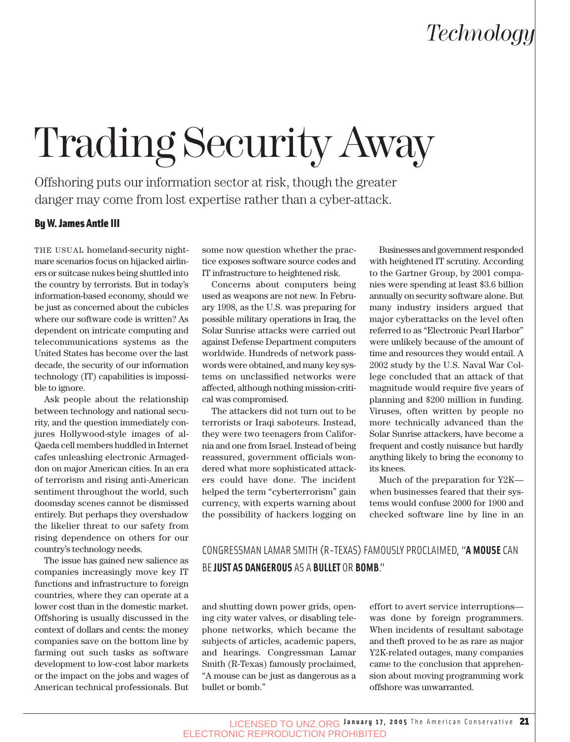# Trading Security Away

Offshoring puts our information sector at risk, though the greater danger may come from lost expertise rather than a cyber-attack.

**By W. James Antle III**

THE USUAL homeland-security nightmare scenarios focus on hijacked airliners or suitcase nukes being shuttled into the country by terrorists. But in today's information-based economy, should we be just as concerned about the cubicles where our software code is written? As dependent on intricate computing and telecommunications systems as the United States has become over the last decade, the security of our information technology (IT) capabilities is impossible to ignore.

Ask people about the relationship between technology and national security, and the question immediately conjures Hollywood-style images of al-Qaeda cell members huddled in Internet cafes unleashing electronic Armageddon on major American cities. In an era of terrorism and rising anti-American sentiment throughout the world, such doomsday scenes cannot be dismissed entirely. But perhaps they overshadow the likelier threat to our safety from rising dependence on others for our country's technology needs.

The issue has gained new salience as companies increasingly move key IT functions and infrastructure to foreign countries, where they can operate at a lower cost than in the domestic market. Offshoring is usually discussed in the context of dollars and cents: the money companies save on the bottom line by farming out such tasks as software development to low-cost labor markets or the impact on the jobs and wages of American technical professionals. But some now question whether the practice exposes software source codes and IT infrastructure to heightened risk.

Concerns about computers being used as weapons are not new. In February 1998, as the U.S. was preparing for possible military operations in Iraq, the Solar Sunrise attacks were carried out against Defense Department computers worldwide. Hundreds of network passwords were obtained, and many key systems on unclassified networks were affected, although nothing mission-critical was compromised.

The attackers did not turn out to be terrorists or Iraqi saboteurs. Instead, they were two teenagers from California and one from Israel. Instead of being reassured, government officials wondered what more sophisticated attackers could have done. The incident helped the term "cyberterrorism" gain currency, with experts warning about the possibility of hackers logging on and shutting down power grids, opening city water valves, or disabling telephone networks, which became the subjects of articles, academic papers, and hearings. Congressman Lamar Smith (R-Texas) famously proclaimed, "A mouse can be just as dangerous as a bullet or bomb."

Businesses and government responded with heightened IT scrutiny. According to the Gartner Group, by 2001 companies were spending at least $3.6 billion annually on security software alone. But many industry insiders argued that major cyberattacks on the level often referred to as "Electronic Pearl Harbor" were unlikely because of the amount of time and resources they would entail. A 2002 study by the U.S. Naval War College concluded that an attack of that magnitude would require five years of planning and $200 million in funding. Viruses, often written by people no more technically advanced than the Solar Sunrise attackers, have become a frequent and costly nuisance but hardly anything likely to bring the economy to its knees.

Much of the preparation for Y2K—when businesses feared that their systems would confuse 2000 for 1900 and checked software line by line in an effort to avert service interruptions—was done by foreign programmers. When incidents of resultant sabotage and theft proved to be as rare as major Y2K-related outages, many companies came to the conclusion that apprehension about moving programming work offshore was unwarranted.

CONGRESSMAN LAMAR SMITH (R-TEXAS) FAMOUSLY PROCLAIMED, "**A MOUSE** CAN BE **JUST AS DANGEROUS** AS A **BULLET** OR **BOMB**."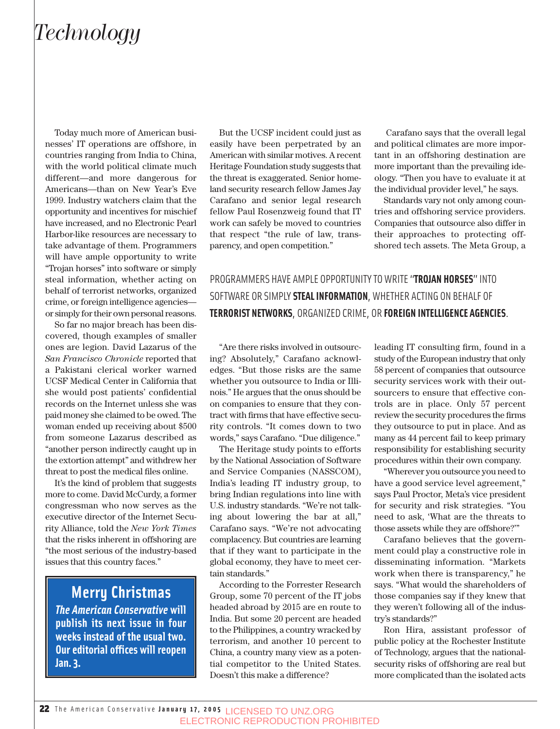# Technology

Today much more of American businesses' IT operations are offshore, in countries ranging from India to China, with the world political climate much different—and more dangerous for Americans—than on New Year's Eve 1999. Industry watchers claim that the opportunity and incentives for mischief have increased, and no Electronic Pearl Harbor-like resources are necessary to take advantage of them. Programmers will have ample opportunity to write "Trojan horses" into software or simply steal information, whether acting on behalf of terrorist networks, organized crime, or foreign intelligence agencies—or simply for their own personal reasons.

So far no major breach has been discovered, though examples of smaller ones are legion. David Lazarus of the *San Francisco Chronicle* reported that a Pakistani clerical worker warned UCSF Medical Center in California that she would post patients' confidential records on the Internet unless she was paid money she claimed to be owed. The woman ended up receiving about $500 from someone Lazarus described as "another person indirectly caught up in the extortion attempt" and withdrew her threat to post the medical files online.

It's the kind of problem that suggests more to come. David McCurdy, a former congressman who now serves as the executive director of the Internet Security Alliance, told the *New York Times* that the risks inherent in offshoring are "the most serious of the industry-based issues that this country faces."

But the UCSF incident could just as easily have been perpetrated by an American with similar motives. A recent Heritage Foundation study suggests that the threat is exaggerated. Senior homeland security research fellow James Jay Carafano and senior legal research fellow Paul Rosenzweig found that IT work can safely be moved to countries that respect "the rule of law, transparency, and open competition."

"Are there risks involved in outsourcing? Absolutely," Carafano acknowledges. "But those risks are the same whether you outsource to India or Illinois." He argues that the onus should be on companies to ensure that they contract with firms that have effective security controls. "It comes down to two words," says Carafano. "Due diligence."

The Heritage study points to efforts by the National Association of Software and Service Companies (NASSCOM), India's leading IT industry group, to bring Indian regulations into line with U.S. industry standards. "We're not talking about lowering the bar at all," Carafano says. "We're not advocating complacency. But countries are learning that if they want to participate in the global economy, they have to meet certain standards."

According to the Forrester Research Group, some 70 percent of the IT jobs headed abroad by 2015 are en route to India. But some 20 percent are headed to the Philippines, a country wracked by terrorism, and another 10 percent to China, a country many view as a potential competitor to the United States. Doesn't this make a difference?

Carafano says that the overall legal and political climates are more important in an offshoring destination are more important than the prevailing ideology. "Then you have to evaluate it at the individual provider level," he says.

Standards vary not only among countries and offshoring service providers. Companies that outsource also differ in their approaches to protecting offshored tech assets. The Meta Group, a leading IT consulting firm, found in a study of the European industry that only 58 percent of companies that outsource security services work with their outsourcers to ensure that effective controls are in place. Only 57 percent review the security procedures the firms they outsource to put in place. And as many as 44 percent fail to keep primary responsibility for establishing security procedures within their own company.

"Wherever you outsource you need to have a good service level agreement," says Paul Proctor, Meta's vice president for security and risk strategies. "You need to ask, 'What are the threats to those assets while they are offshore?'"

Carafano believes that the government could play a constructive role in disseminating information. "Markets work when there is transparency," he says. "What would the shareholders of those companies say if they knew that they weren't following all of the industry's standards?"

Ron Hira, assistant professor of public policy at the Rochester Institute of Technology, argues that the national-security risks of offshoring are real but more complicated than the isolated acts

PROGRAMMERS HAVE AMPLE OPPORTUNITY TO WRITE "**TROJAN HORSES**" INTO SOFTWARE OR SIMPLY **STEAL INFORMATION**, WHETHER ACTING ON BEHALF OF **TERRORIST NETWORKS**, ORGANIZED CRIME, OR **FOREIGN INTELLIGENCE AGENCIES**.

## Merry Christmas

***The American Conservative* will publish its next issue in four weeks instead of the usual two. Our editorial offices will reopen Jan. 3.**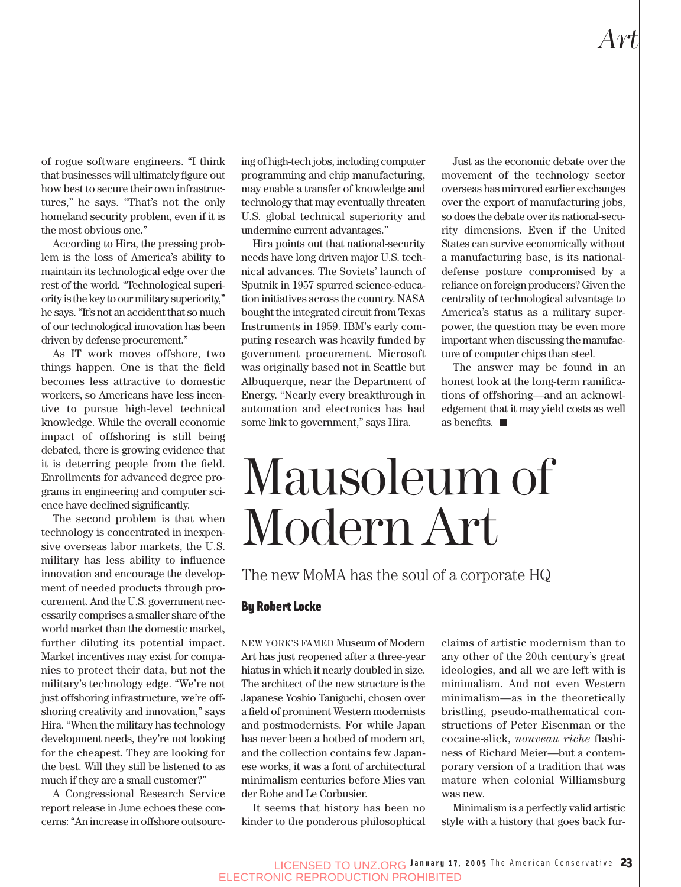of rogue software engineers. "I think that businesses will ultimately figure out how best to secure their own infrastructures," he says. "That's not the only homeland security problem, even if it is the most obvious one."

According to Hira, the pressing problem is the loss of America's ability to maintain its technological edge over the rest of the world. "Technological superiority is the key to our military superiority," he says. "It's not an accident that so much of our technological innovation has been driven by defense procurement."

As IT work moves offshore, two things happen. One is that the field becomes less attractive to domestic workers, so Americans have less incentive to pursue high-level technical knowledge. While the overall economic impact of offshoring is still being debated, there is growing evidence that it is deterring people from the field. Enrollments for advanced degree programs in engineering and computer science have declined significantly.

The second problem is that when technology is concentrated in inexpensive overseas labor markets, the U.S. military has less ability to influence innovation and encourage the development of needed products through procurement. And the U.S. government necessarily comprises a smaller share of the world market than the domestic market, further diluting its potential impact. Market incentives may exist for companies to protect their data, but not the military's technology edge. "We're not just offshoring infrastructure, we're offshoring creativity and innovation," says Hira. "When the military has technology development needs, they're not looking for the cheapest. They are looking for the best. Will they still be listened to as much if they are a small customer?"

A Congressional Research Service report release in June echoes these concerns: "An increase in offshore outsourcing of high-tech jobs, including computer programming and chip manufacturing, may enable a transfer of knowledge and technology that may eventually threaten U.S. global technical superiority and undermine current advantages."

Hira points out that national-security needs have long driven major U.S. technical advances. The Soviets' launch of Sputnik in 1957 spurred science-education initiatives across the country. NASA bought the integrated circuit from Texas Instruments in 1959. IBM's early computing research was heavily funded by government procurement. Microsoft was originally based not in Seattle but Albuquerque, near the Department of Energy. "Nearly every breakthrough in automation and electronics has had some link to government," says Hira.

Just as the economic debate over the movement of the technology sector overseas has mirrored earlier exchanges over the export of manufacturing jobs, so does the debate over its national-security dimensions. Even if the United States can survive economically without a manufacturing base, is its national-defense posture compromised by a reliance on foreign producers? Given the centrality of technological advantage to America's status as a military superpower, the question may be even more important when discussing the manufacture of computer chips than steel.

The answer may be found in an honest look at the long-term ramifications of offshoring—and an acknowledgement that it may yield costs as well as benefits. ■

# Mausoleum of Modern Art

The new MoMA has the soul of a corporate HQ

**By Robert Locke**

NEW YORK'S FAMED Museum of Modern Art has just reopened after a three-year hiatus in which it nearly doubled in size. The architect of the new structure is the Japanese Yoshio Taniguchi, chosen over a field of prominent Western modernists and postmodernists. For while Japan has never been a hotbed of modern art, and the collection contains few Japanese works, it was a font of architectural minimalism centuries before Mies van der Rohe and Le Corbusier.

It seems that history has been no kinder to the ponderous philosophical claims of artistic modernism than to any other of the 20th century's great ideologies, and all we are left with is minimalism. And not even Western minimalism—as in the theoretically bristling, pseudo-mathematical constructions of Peter Eisenman or the cocaine-slick, *nouveau riche* flashiness of Richard Meier—but a contemporary version of a tradition that was mature when colonial Williamsburg was new.

Minimalism is a perfectly valid artistic style with a history that goes back fur-